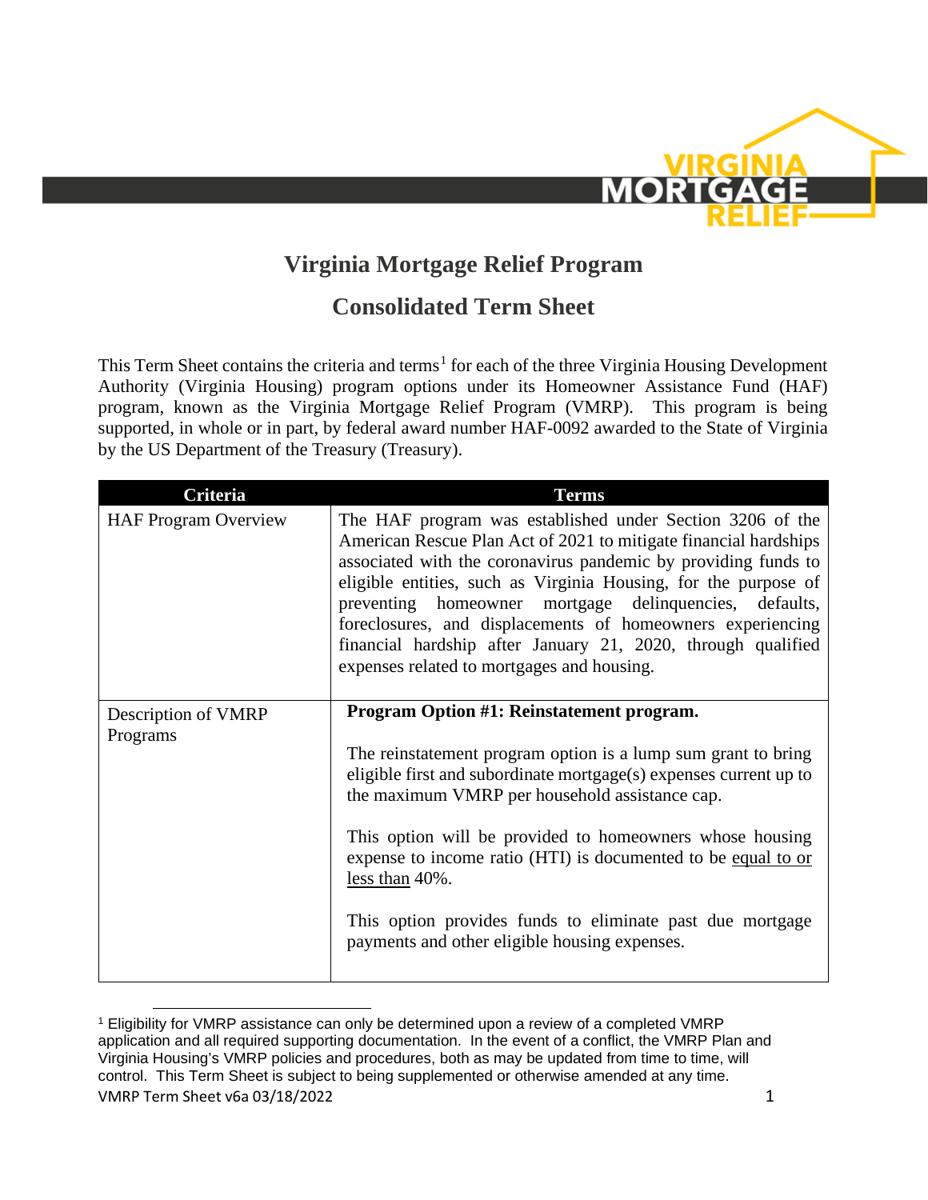# Virginia Mortgage Relief Program

## Consolidated Term Sheet

This Term Sheet contains the criteria and terms[1] for each of the three Virginia Housing Development Authority (Virginia Housing) program options under its Homeowner Assistance Fund (HAF) program, known as the Virginia Mortgage Relief Program (VMRP). This program is being supported, in whole or in part, by federal award number HAF-0092 awarded to the State of Virginia by the US Department of the Treasury (Treasury).

| Criteria | Terms |
|---|---|
| HAF Program Overview | The HAF program was established under Section 3206 of the American Rescue Plan Act of 2021 to mitigate financial hardships associated with the coronavirus pandemic by providing funds to eligible entities, such as Virginia Housing, for the purpose of preventing homeowner mortgage delinquencies, defaults, foreclosures, and displacements of homeowners experiencing financial hardship after January 21, 2020, through qualified expenses related to mortgages and housing. |
| Description of VMRP Programs | **Program Option #1: Reinstatement program.**<br><br>The reinstatement program option is a lump sum grant to bring eligible first and subordinate mortgage(s) expenses current up to the maximum VMRP per household assistance cap.<br><br>This option will be provided to homeowners whose housing expense to income ratio (HTI) is documented to be equal to or less than 40%.<br><br>This option provides funds to eliminate past due mortgage payments and other eligible housing expenses. |

[1] Eligibility for VMRP assistance can only be determined upon a review of a completed VMRP application and all required supporting documentation. In the event of a conflict, the VMRP Plan and Virginia Housing's VMRP policies and procedures, both as may be updated from time to time, will control. This Term Sheet is subject to being supplemented or otherwise amended at any time.

VMRP Term Sheet v6a 03/18/2022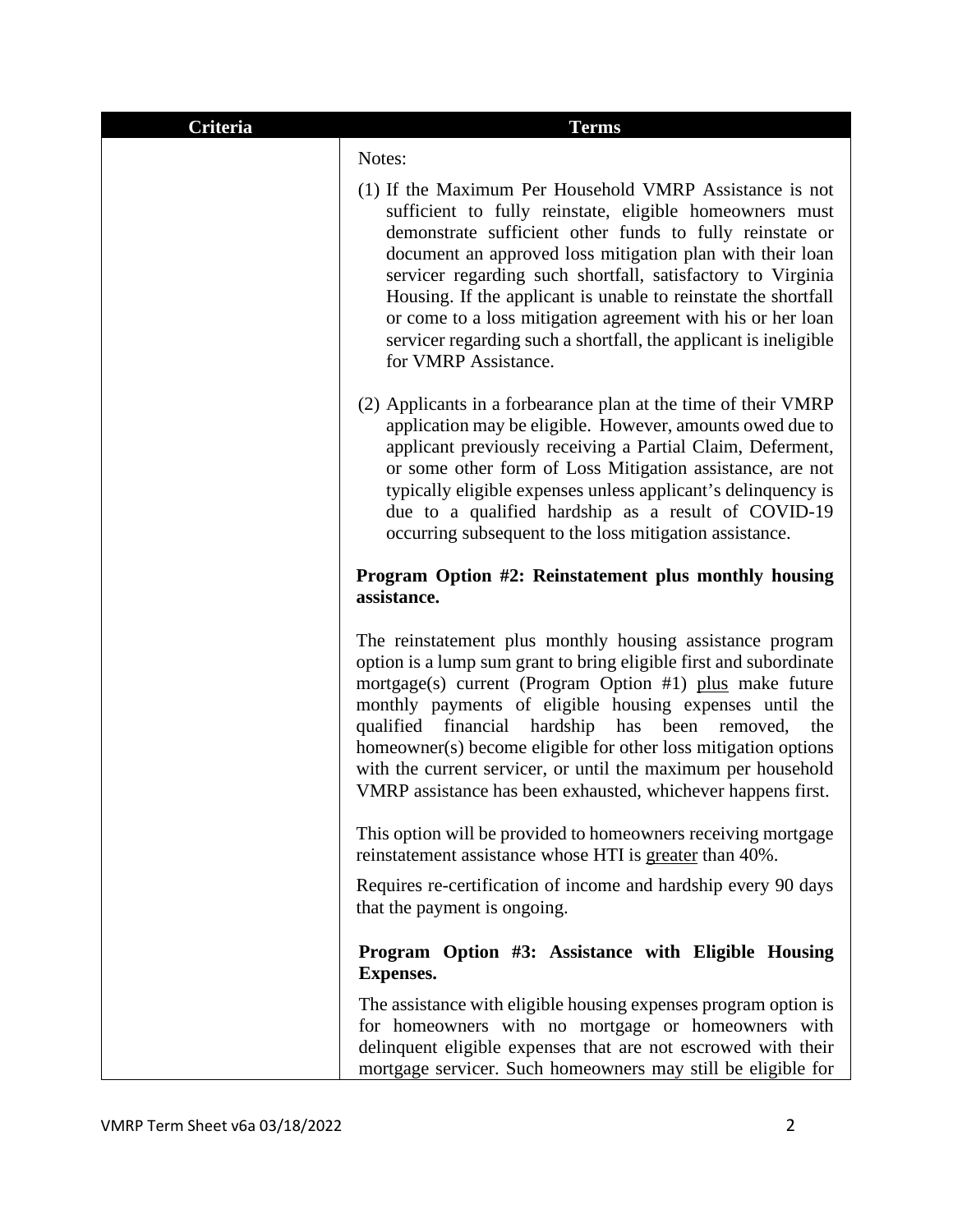| Criteria | Terms |
|---|---|
| | Notes:<br><br>(1) If the Maximum Per Household VMRP Assistance is not sufficient to fully reinstate, eligible homeowners must demonstrate sufficient other funds to fully reinstate or document an approved loss mitigation plan with their loan servicer regarding such shortfall, satisfactory to Virginia Housing. If the applicant is unable to reinstate the shortfall or come to a loss mitigation agreement with his or her loan servicer regarding such a shortfall, the applicant is ineligible for VMRP Assistance.<br><br>(2) Applicants in a forbearance plan at the time of their VMRP application may be eligible. However, amounts owed due to applicant previously receiving a Partial Claim, Deferment, or some other form of Loss Mitigation assistance, are not typically eligible expenses unless applicant's delinquency is due to a qualified hardship as a result of COVID-19 occurring subsequent to the loss mitigation assistance.<br><br>**Program Option #2: Reinstatement plus monthly housing assistance.**<br><br>The reinstatement plus monthly housing assistance program option is a lump sum grant to bring eligible first and subordinate mortgage(s) current (Program Option #1) <u>plus</u> make future monthly payments of eligible housing expenses until the qualified financial hardship has been removed, the homeowner(s) become eligible for other loss mitigation options with the current servicer, or until the maximum per household VMRP assistance has been exhausted, whichever happens first.<br><br>This option will be provided to homeowners receiving mortgage reinstatement assistance whose HTI is <u>greater</u> than 40%.<br><br>Requires re-certification of income and hardship every 90 days that the payment is ongoing.<br><br>**Program Option #3: Assistance with Eligible Housing Expenses.**<br><br>The assistance with eligible housing expenses program option is for homeowners with no mortgage or homeowners with delinquent eligible expenses that are not escrowed with their mortgage servicer. Such homeowners may still be eligible for |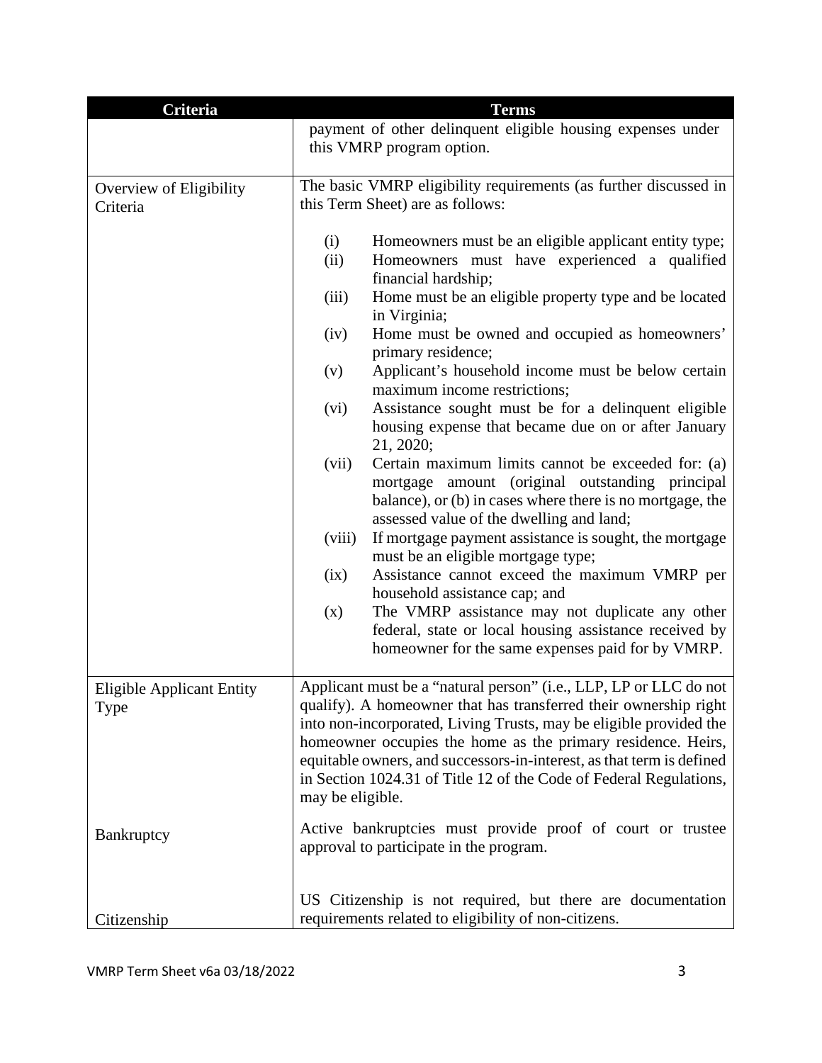| Criteria | Terms |
|---|---|
| | payment of other delinquent eligible housing expenses under this VMRP program option. |
| Overview of Eligibility Criteria | The basic VMRP eligibility requirements (as further discussed in this Term Sheet) are as follows:<br><br>(i) Homeowners must be an eligible applicant entity type;<br>(ii) Homeowners must have experienced a qualified financial hardship;<br>(iii) Home must be an eligible property type and be located in Virginia;<br>(iv) Home must be owned and occupied as homeowners' primary residence;<br>(v) Applicant's household income must be below certain maximum income restrictions;<br>(vi) Assistance sought must be for a delinquent eligible housing expense that became due on or after January 21, 2020;<br>(vii) Certain maximum limits cannot be exceeded for: (a) mortgage amount (original outstanding principal balance), or (b) in cases where there is no mortgage, the assessed value of the dwelling and land;<br>(viii) If mortgage payment assistance is sought, the mortgage must be an eligible mortgage type;<br>(ix) Assistance cannot exceed the maximum VMRP per household assistance cap; and<br>(x) The VMRP assistance may not duplicate any other federal, state or local housing assistance received by homeowner for the same expenses paid for by VMRP. |
| Eligible Applicant Entity Type | Applicant must be a "natural person" (i.e., LLP, LP or LLC do not qualify). A homeowner that has transferred their ownership right into non-incorporated, Living Trusts, may be eligible provided the homeowner occupies the home as the primary residence. Heirs, equitable owners, and successors-in-interest, as that term is defined in Section 1024.31 of Title 12 of the Code of Federal Regulations, may be eligible. |
| Bankruptcy | Active bankruptcies must provide proof of court or trustee approval to participate in the program. |
| Citizenship | US Citizenship is not required, but there are documentation requirements related to eligibility of non-citizens. |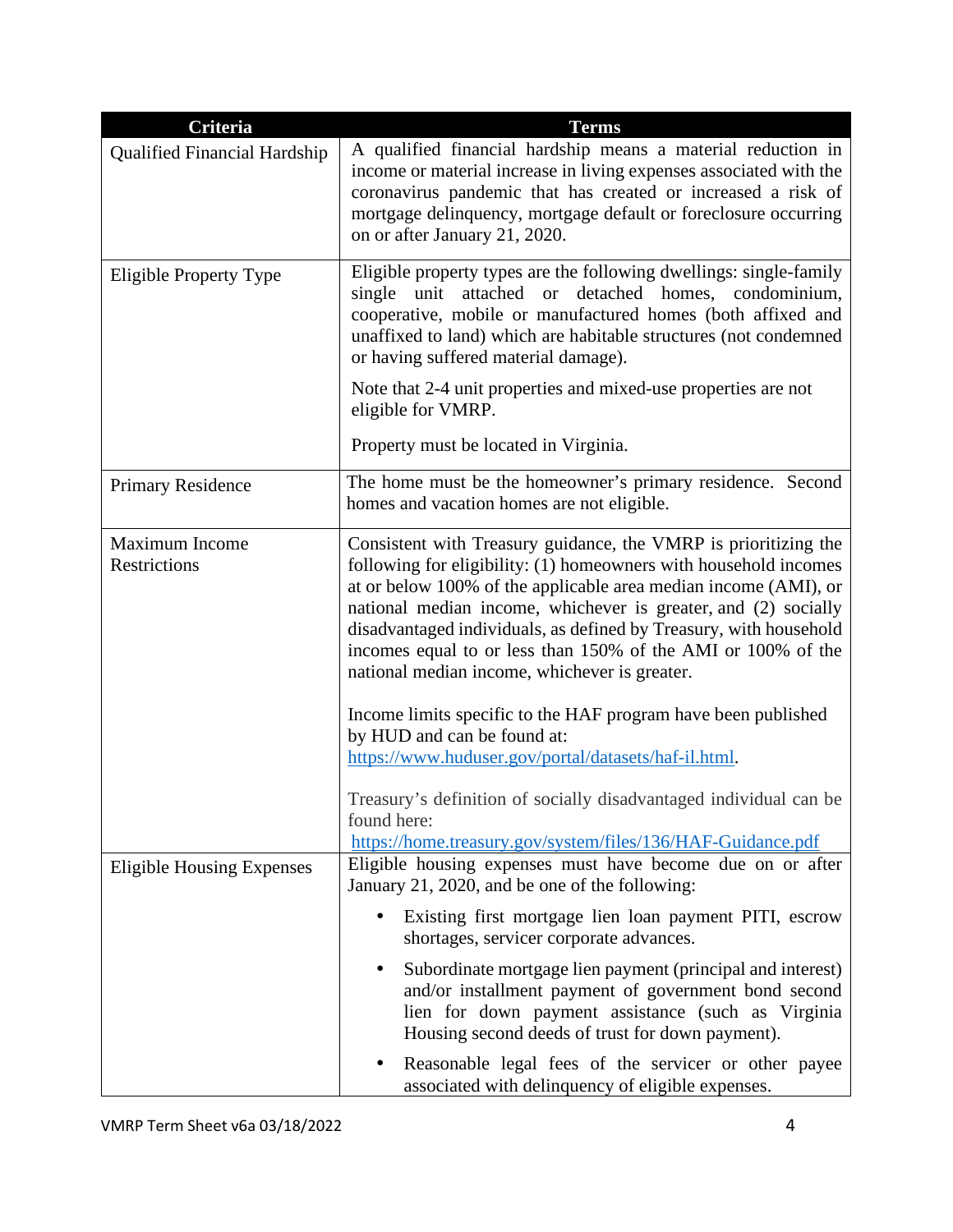| Criteria | Terms |
|---|---|
| Qualified Financial Hardship | A qualified financial hardship means a material reduction in income or material increase in living expenses associated with the coronavirus pandemic that has created or increased a risk of mortgage delinquency, mortgage default or foreclosure occurring on or after January 21, 2020. |
| Eligible Property Type | Eligible property types are the following dwellings: single-family single unit attached or detached homes, condominium, cooperative, mobile or manufactured homes (both affixed and unaffixed to land) which are habitable structures (not condemned or having suffered material damage).<br><br>Note that 2-4 unit properties and mixed-use properties are not eligible for VMRP.<br><br>Property must be located in Virginia. |
| Primary Residence | The home must be the homeowner's primary residence. Second homes and vacation homes are not eligible. |
| Maximum Income Restrictions | Consistent with Treasury guidance, the VMRP is prioritizing the following for eligibility: (1) homeowners with household incomes at or below 100% of the applicable area median income (AMI), or national median income, whichever is greater, and (2) socially disadvantaged individuals, as defined by Treasury, with household incomes equal to or less than 150% of the AMI or 100% of the national median income, whichever is greater.<br><br>Income limits specific to the HAF program have been published by HUD and can be found at: [https://www.huduser.gov/portal/datasets/haf-il.html](https://www.huduser.gov/portal/datasets/haf-il.html).<br><br>Treasury's definition of socially disadvantaged individual can be found here: [https://home.treasury.gov/system/files/136/HAF-Guidance.pdf](https://home.treasury.gov/system/files/136/HAF-Guidance.pdf) |
| Eligible Housing Expenses | Eligible housing expenses must have become due on or after January 21, 2020, and be one of the following:<br><br>• Existing first mortgage lien loan payment PITI, escrow shortages, servicer corporate advances.<br><br>• Subordinate mortgage lien payment (principal and interest) and/or installment payment of government bond second lien for down payment assistance (such as Virginia Housing second deeds of trust for down payment).<br><br>• Reasonable legal fees of the servicer or other payee associated with delinquency of eligible expenses. |

VMRP Term Sheet v6a 03/18/2022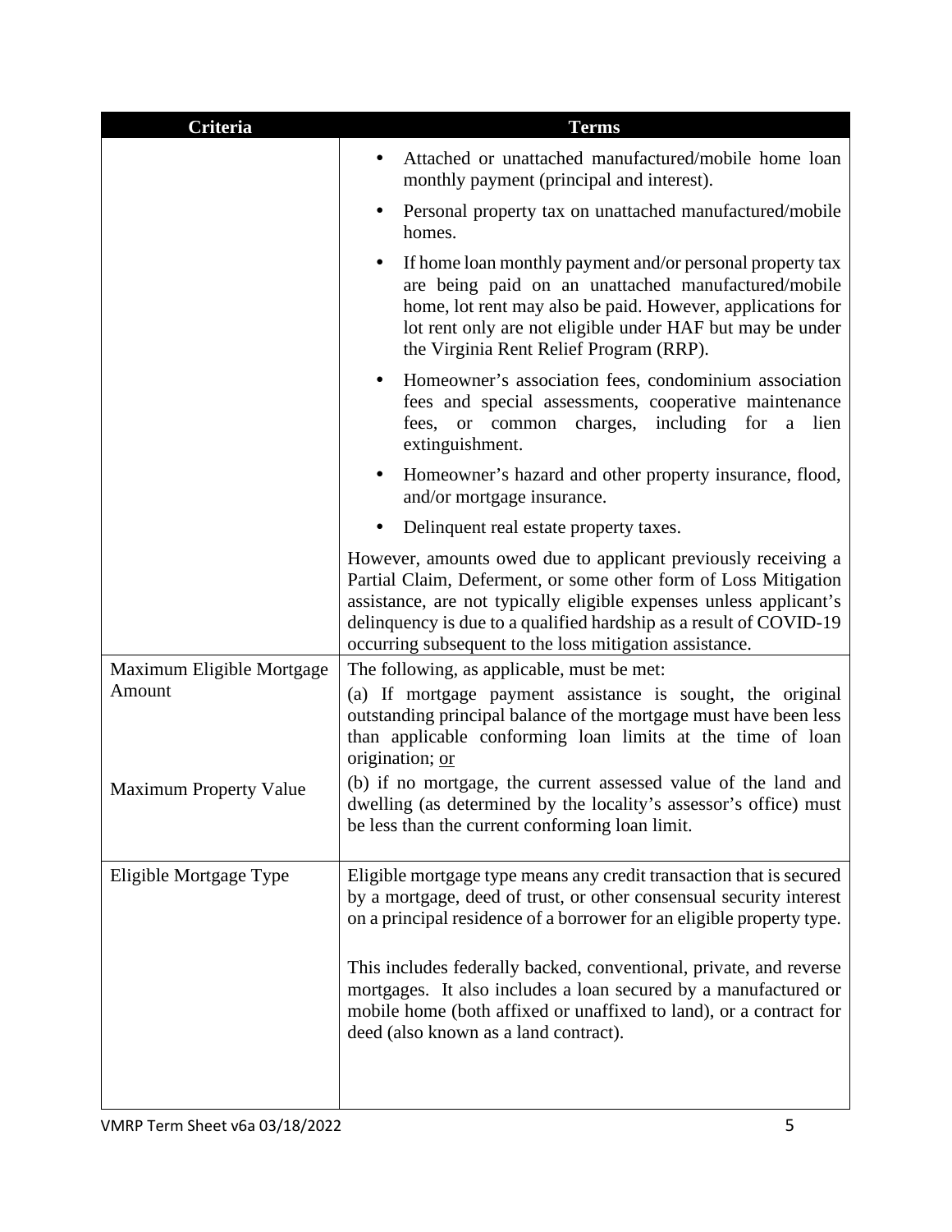| Criteria | Terms |
|---|---|
| | • Attached or unattached manufactured/mobile home loan monthly payment (principal and interest).<br>• Personal property tax on unattached manufactured/mobile homes.<br>• If home loan monthly payment and/or personal property tax are being paid on an unattached manufactured/mobile home, lot rent may also be paid. However, applications for lot rent only are not eligible under HAF but may be under the Virginia Rent Relief Program (RRP).<br>• Homeowner's association fees, condominium association fees and special assessments, cooperative maintenance fees, or common charges, including for a lien extinguishment.<br>• Homeowner's hazard and other property insurance, flood, and/or mortgage insurance.<br>• Delinquent real estate property taxes.<br><br>However, amounts owed due to applicant previously receiving a Partial Claim, Deferment, or some other form of Loss Mitigation assistance, are not typically eligible expenses unless applicant's delinquency is due to a qualified hardship as a result of COVID-19 occurring subsequent to the loss mitigation assistance. |
| Maximum Eligible Mortgage Amount<br><br>Maximum Property Value | The following, as applicable, must be met:<br>(a) If mortgage payment assistance is sought, the original outstanding principal balance of the mortgage must have been less than applicable conforming loan limits at the time of loan origination; <u>or</u><br>(b) if no mortgage, the current assessed value of the land and dwelling (as determined by the locality's assessor's office) must be less than the current conforming loan limit. |
| Eligible Mortgage Type | Eligible mortgage type means any credit transaction that is secured by a mortgage, deed of trust, or other consensual security interest on a principal residence of a borrower for an eligible property type.<br><br>This includes federally backed, conventional, private, and reverse mortgages. It also includes a loan secured by a manufactured or mobile home (both affixed or unaffixed to land), or a contract for deed (also known as a land contract). |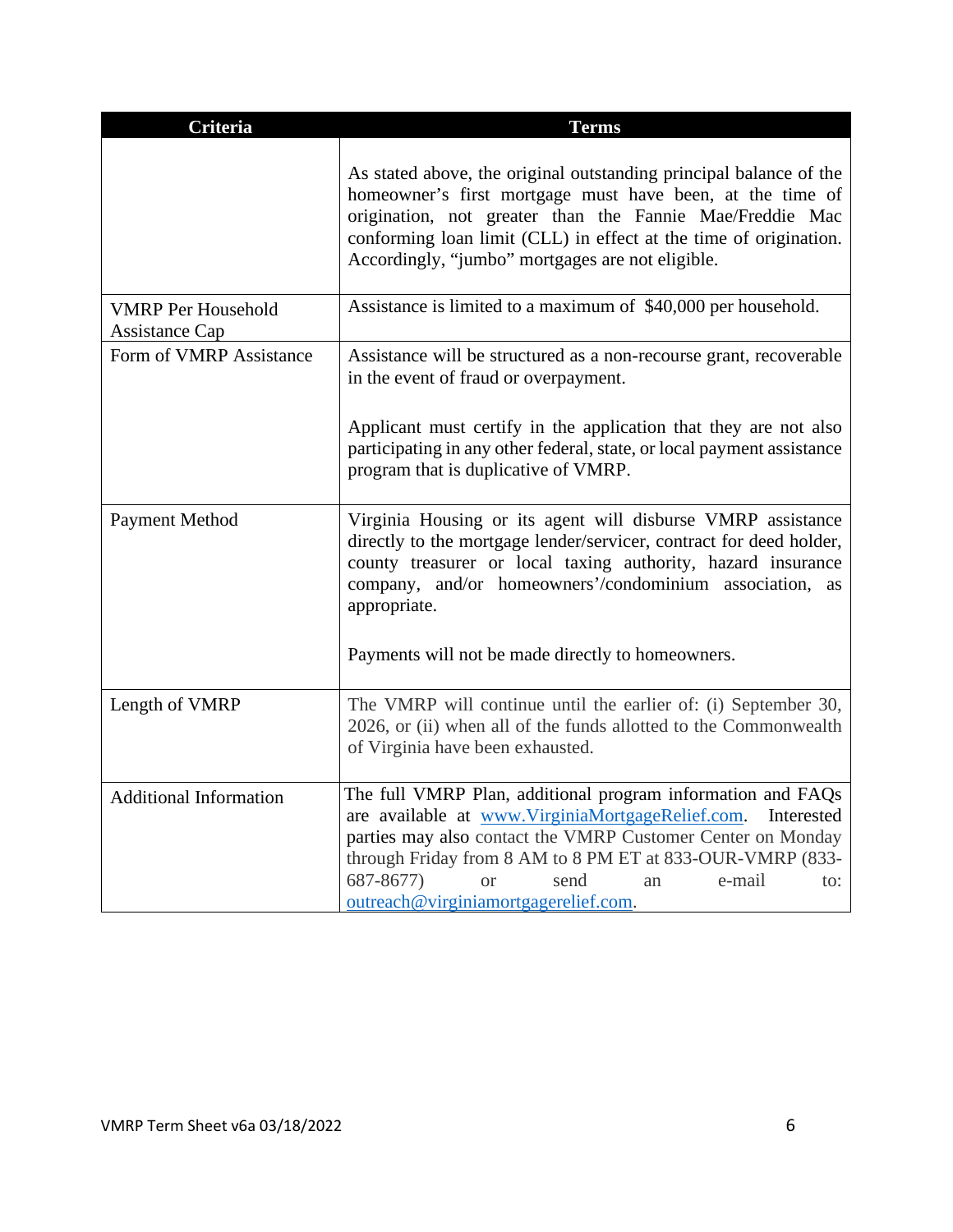| Criteria | Terms |
|---|---|
| | As stated above, the original outstanding principal balance of the homeowner's first mortgage must have been, at the time of origination, not greater than the Fannie Mae/Freddie Mac conforming loan limit (CLL) in effect at the time of origination. Accordingly, "jumbo" mortgages are not eligible. |
| VMRP Per Household Assistance Cap | Assistance is limited to a maximum of $40,000 per household. |
| Form of VMRP Assistance | Assistance will be structured as a non-recourse grant, recoverable in the event of fraud or overpayment.<br><br>Applicant must certify in the application that they are not also participating in any other federal, state, or local payment assistance program that is duplicative of VMRP. |
| Payment Method | Virginia Housing or its agent will disburse VMRP assistance directly to the mortgage lender/servicer, contract for deed holder, county treasurer or local taxing authority, hazard insurance company, and/or homeowners'/condominium association, as appropriate.<br><br>Payments will not be made directly to homeowners. |
| Length of VMRP | The VMRP will continue until the earlier of: (i) September 30, 2026, or (ii) when all of the funds allotted to the Commonwealth of Virginia have been exhausted. |
| Additional Information | The full VMRP Plan, additional program information and FAQs are available at [www.VirginiaMortgageRelief.com](http://www.VirginiaMortgageRelief.com). Interested parties may also contact the VMRP Customer Center on Monday through Friday from 8 AM to 8 PM ET at 833-OUR-VMRP (833-687-8677) or send an e-mail to: [outreach@virginiamortgagerelief.com](mailto:outreach@virginiamortgagerelief.com). |

VMRP Term Sheet v6a 03/18/2022